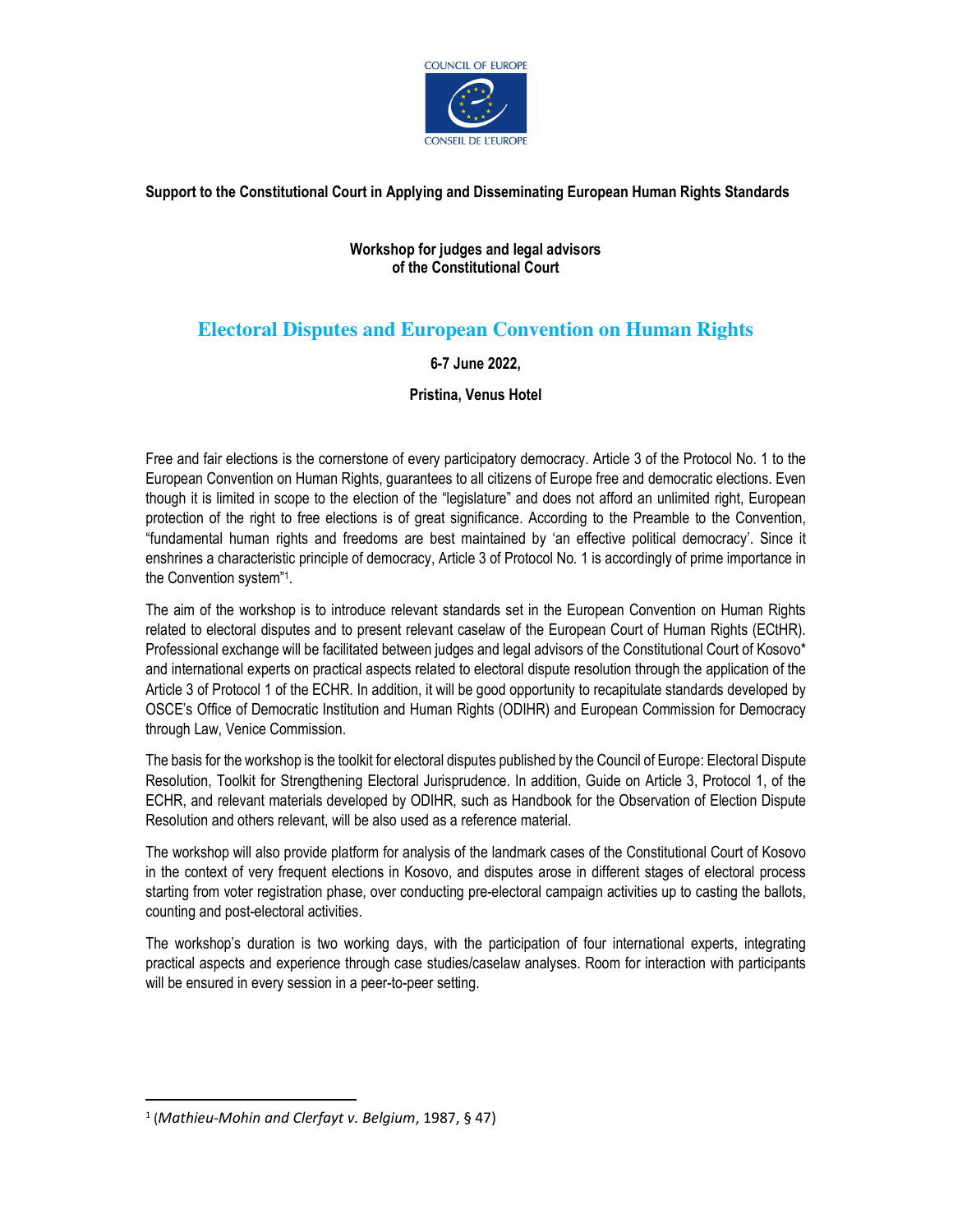COUNCIL OF EUROPE

CONSEIL DE L'EUROPE

**Support to the Constitutional Court in Applying and Disseminating European Human Rights Standards**

**Workshop for judges and legal advisors of the Constitutional Court**

# Electoral Disputes and European Convention on Human Rights

**6-7 June 2022,**

**Pristina, Venus Hotel**

Free and fair elections is the cornerstone of every participatory democracy. Article 3 of the Protocol No. 1 to the European Convention on Human Rights, guarantees to all citizens of Europe free and democratic elections. Even though it is limited in scope to the election of the "legislature" and does not afford an unlimited right, European protection of the right to free elections is of great significance. According to the Preamble to the Convention, "fundamental human rights and freedoms are best maintained by 'an effective political democracy'. Since it enshrines a characteristic principle of democracy, Article 3 of Protocol No. 1 is accordingly of prime importance in the Convention system"[1].

The aim of the workshop is to introduce relevant standards set in the European Convention on Human Rights related to electoral disputes and to present relevant caselaw of the European Court of Human Rights (ECtHR). Professional exchange will be facilitated between judges and legal advisors of the Constitutional Court of Kosovo* and international experts on practical aspects related to electoral dispute resolution through the application of the Article 3 of Protocol 1 of the ECHR. In addition, it will be good opportunity to recapitulate standards developed by OSCE's Office of Democratic Institution and Human Rights (ODIHR) and European Commission for Democracy through Law, Venice Commission.

The basis for the workshop is the toolkit for electoral disputes published by the Council of Europe: Electoral Dispute Resolution, Toolkit for Strengthening Electoral Jurisprudence. In addition, Guide on Article 3, Protocol 1, of the ECHR, and relevant materials developed by ODIHR, such as Handbook for the Observation of Election Dispute Resolution and others relevant, will be also used as a reference material.

The workshop will also provide platform for analysis of the landmark cases of the Constitutional Court of Kosovo in the context of very frequent elections in Kosovo, and disputes arose in different stages of electoral process starting from voter registration phase, over conducting pre-electoral campaign activities up to casting the ballots, counting and post-electoral activities.

The workshop's duration is two working days, with the participation of four international experts, integrating practical aspects and experience through case studies/caselaw analyses. Room for interaction with participants will be ensured in every session in a peer-to-peer setting.

[1] (*Mathieu-Mohin and Clerfayt v. Belgium*, 1987, § 47)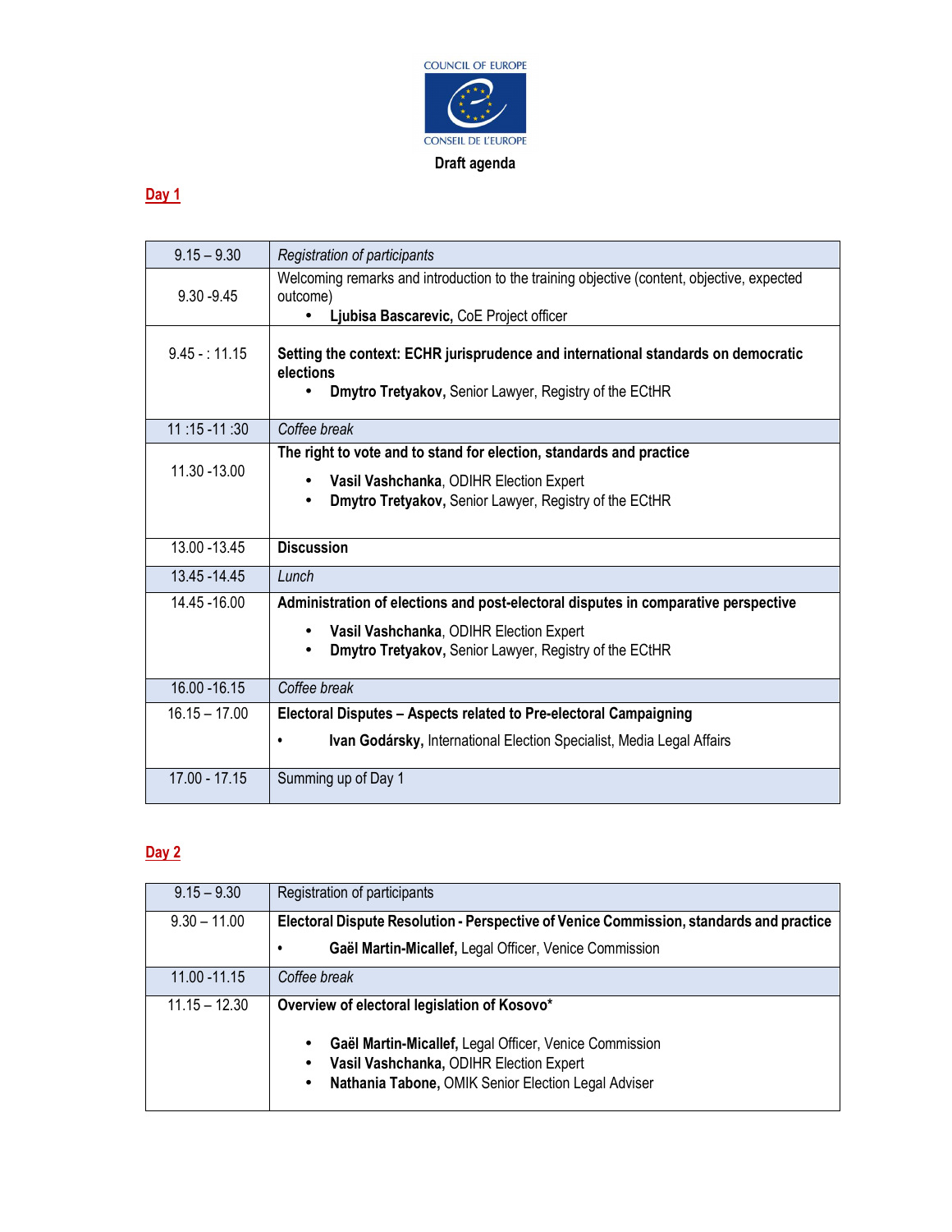COUNCIL OF EUROPE

CONSEIL DE L'EUROPE

**Draft agenda**

## Day 1

| | |
|---|---|
| 9.15 – 9.30 | *Registration of participants* |
| 9.30 -9.45 | Welcoming remarks and introduction to the training objective (content, objective, expected outcome)<br>• **Ljubisa Bascarevic,** CoE Project officer |
| 9.45 - : 11.15 | **Setting the context: ECHR jurisprudence and international standards on democratic elections**<br>• **Dmytro Tretyakov,** Senior Lawyer, Registry of the ECtHR |
| 11 :15 -11 :30 | *Coffee break* |
| 11.30 -13.00 | **The right to vote and to stand for election, standards and practice**<br>• **Vasil Vashchanka**, ODIHR Election Expert<br>• **Dmytro Tretyakov,** Senior Lawyer, Registry of the ECtHR |
| 13.00 -13.45 | **Discussion** |
| 13.45 -14.45 | *Lunch* |
| 14.45 -16.00 | **Administration of elections and post-electoral disputes in comparative perspective**<br>• **Vasil Vashchanka**, ODIHR Election Expert<br>• **Dmytro Tretyakov,** Senior Lawyer, Registry of the ECtHR |
| 16.00 -16.15 | *Coffee break* |
| 16.15 – 17.00 | **Electoral Disputes – Aspects related to Pre-electoral Campaigning**<br>• **Ivan Godársky,** International Election Specialist, Media Legal Affairs |
| 17.00 - 17.15 | Summing up of Day 1 |

## Day 2

| | |
|---|---|
| 9.15 – 9.30 | Registration of participants |
| 9.30 – 11.00 | **Electoral Dispute Resolution - Perspective of Venice Commission, standards and practice**<br>• **Gaël Martin-Micallef,** Legal Officer, Venice Commission |
| 11.00 -11.15 | *Coffee break* |
| 11.15 – 12.30 | **Overview of electoral legislation of Kosovo***<br>• **Gaël Martin-Micallef,** Legal Officer, Venice Commission<br>• **Vasil Vashchanka**, ODIHR Election Expert<br>• **Nathania Tabone,** OMIK Senior Election Legal Adviser |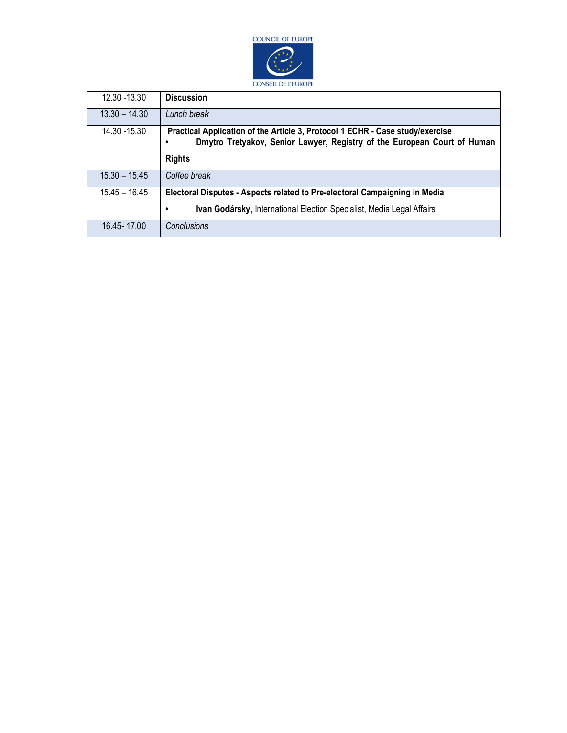| | |
|---|---|
| 12.30 -13.30 | **Discussion** |
| 13.30 – 14.30 | *Lunch break* |
| 14.30 -15.30 | **Practical Application of the Article 3, Protocol 1 ECHR - Case study/exercise** <br> • **Dmytro Tretyakov, Senior Lawyer, Registry of the European Court of Human Rights** |
| 15.30 – 15.45 | *Coffee break* |
| 15.45 – 16.45 | **Electoral Disputes - Aspects related to Pre-electoral Campaigning in Media** <br> • **Ivan Godársky,** International Election Specialist, Media Legal Affairs |
| 16.45- 17.00 | *Conclusions* |